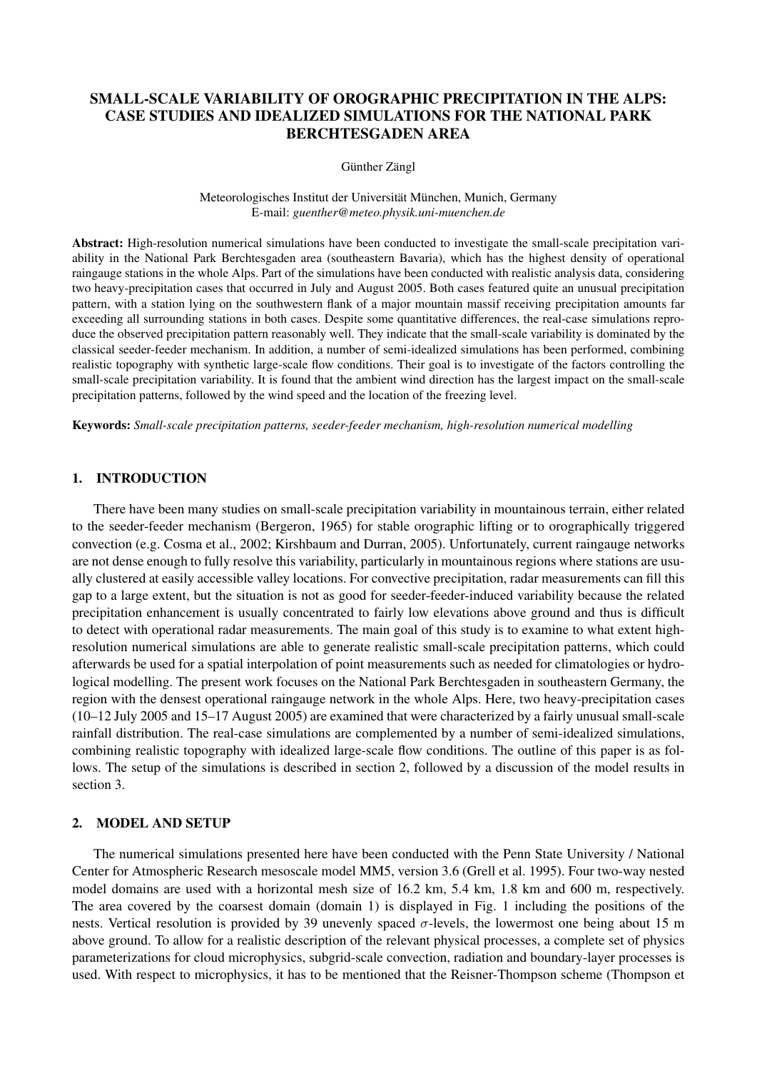# SMALL-SCALE VARIABILITY OF OROGRAPHIC PRECIPITATION IN THE ALPS: CASE STUDIES AND IDEALIZED SIMULATIONS FOR THE NATIONAL PARK BERCHTESGADEN AREA

Günther Zängl

Meteorologisches Institut der Universität München, Munich, Germany
E-mail: *guenther@meteo.physik.uni-muenchen.de*

**Abstract:** High-resolution numerical simulations have been conducted to investigate the small-scale precipitation variability in the National Park Berchtesgaden area (southeastern Bavaria), which has the highest density of operational raingauge stations in the whole Alps. Part of the simulations have been conducted with realistic analysis data, considering two heavy-precipitation cases that occurred in July and August 2005. Both cases featured quite an unusual precipitation pattern, with a station lying on the southwestern flank of a major mountain massif receiving precipitation amounts far exceeding all surrounding stations in both cases. Despite some quantitative differences, the real-case simulations reproduce the observed precipitation pattern reasonably well. They indicate that the small-scale variability is dominated by the classical seeder-feeder mechanism. In addition, a number of semi-idealized simulations has been performed, combining realistic topography with synthetic large-scale flow conditions. Their goal is to investigate of the factors controlling the small-scale precipitation variability. It is found that the ambient wind direction has the largest impact on the small-scale precipitation patterns, followed by the wind speed and the location of the freezing level.

**Keywords:** *Small-scale precipitation patterns, seeder-feeder mechanism, high-resolution numerical modelling*

## 1. INTRODUCTION

There have been many studies on small-scale precipitation variability in mountainous terrain, either related to the seeder-feeder mechanism (Bergeron, 1965) for stable orographic lifting or to orographically triggered convection (e.g. Cosma et al., 2002; Kirshbaum and Durran, 2005). Unfortunately, current raingauge networks are not dense enough to fully resolve this variability, particularly in mountainous regions where stations are usually clustered at easily accessible valley locations. For convective precipitation, radar measurements can fill this gap to a large extent, but the situation is not as good for seeder-feeder-induced variability because the related precipitation enhancement is usually concentrated to fairly low elevations above ground and thus is difficult to detect with operational radar measurements. The main goal of this study is to examine to what extent high-resolution numerical simulations are able to generate realistic small-scale precipitation patterns, which could afterwards be used for a spatial interpolation of point measurements such as needed for climatologies or hydrological modelling. The present work focuses on the National Park Berchtesgaden in southeastern Germany, the region with the densest operational raingauge network in the whole Alps. Here, two heavy-precipitation cases (10–12 July 2005 and 15–17 August 2005) are examined that were characterized by a fairly unusual small-scale rainfall distribution. The real-case simulations are complemented by a number of semi-idealized simulations, combining realistic topography with idealized large-scale flow conditions. The outline of this paper is as follows. The setup of the simulations is described in section 2, followed by a discussion of the model results in section 3.

## 2. MODEL AND SETUP

The numerical simulations presented here have been conducted with the Penn State University / National Center for Atmospheric Research mesoscale model MM5, version 3.6 (Grell et al. 1995). Four two-way nested model domains are used with a horizontal mesh size of 16.2 km, 5.4 km, 1.8 km and 600 m, respectively. The area covered by the coarsest domain (domain 1) is displayed in Fig. 1 including the positions of the nests. Vertical resolution is provided by 39 unevenly spaced $\sigma$-levels, the lowermost one being about 15 m above ground. To allow for a realistic description of the relevant physical processes, a complete set of physics parameterizations for cloud microphysics, subgrid-scale convection, radiation and boundary-layer processes is used. With respect to microphysics, it has to be mentioned that the Reisner-Thompson scheme (Thompson et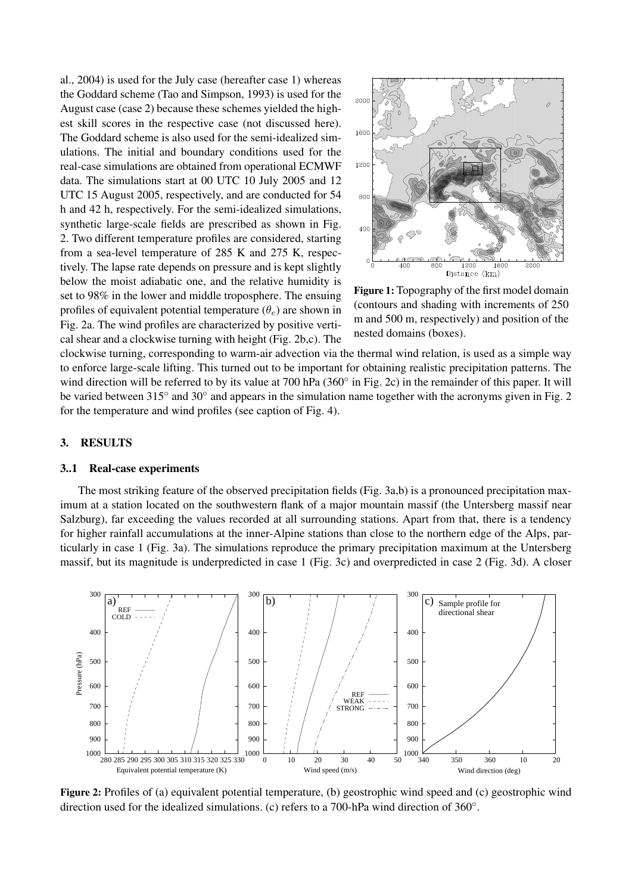al., 2004) is used for the July case (hereafter case 1) whereas the Goddard scheme (Tao and Simpson, 1993) is used for the August case (case 2) because these schemes yielded the highest skill scores in the respective case (not discussed here). The Goddard scheme is also used for the semi-idealized simulations. The initial and boundary conditions used for the real-case simulations are obtained from operational ECMWF data. The simulations start at 00 UTC 10 July 2005 and 12 UTC 15 August 2005, respectively, and are conducted for 54 h and 42 h, respectively. For the semi-idealized simulations, synthetic large-scale fields are prescribed as shown in Fig. 2. Two different temperature profiles are considered, starting from a sea-level temperature of 285 K and 275 K, respectively. The lapse rate depends on pressure and is kept slightly below the moist adiabatic one, and the relative humidity is set to 98% in the lower and middle troposphere. The ensuing profiles of equivalent potential temperature ($\theta_e$) are shown in Fig. 2a. The wind profiles are characterized by positive vertical shear and a clockwise turning with height (Fig. 2b,c). The clockwise turning, corresponding to warm-air advection via the thermal wind relation, is used as a simple way to enforce large-scale lifting. This turned out to be important for obtaining realistic precipitation patterns. The wind direction will be referred to by its value at 700 hPa (360° in Fig. 2c) in the remainder of this paper. It will be varied between 315° and 30° and appears in the simulation name together with the acronyms given in Fig. 2 for the temperature and wind profiles (see caption of Fig. 4).

**Figure 1:** Topography of the first model domain (contours and shading with increments of 250 m and 500 m, respectively) and position of the nested domains (boxes).

## 3. RESULTS

### 3..1 Real-case experiments

The most striking feature of the observed precipitation fields (Fig. 3a,b) is a pronounced precipitation maximum at a station located on the southwestern flank of a major mountain massif (the Untersberg massif near Salzburg), far exceeding the values recorded at all surrounding stations. Apart from that, there is a tendency for higher rainfall accumulations at the inner-Alpine stations than close to the northern edge of the Alps, particularly in case 1 (Fig. 3a). The simulations reproduce the primary precipitation maximum at the Untersberg massif, but its magnitude is underpredicted in case 1 (Fig. 3c) and overpredicted in case 2 (Fig. 3d). A closer

**Figure 2:** Profiles of (a) equivalent potential temperature, (b) geostrophic wind speed and (c) geostrophic wind direction used for the idealized simulations. (c) refers to a 700-hPa wind direction of 360°.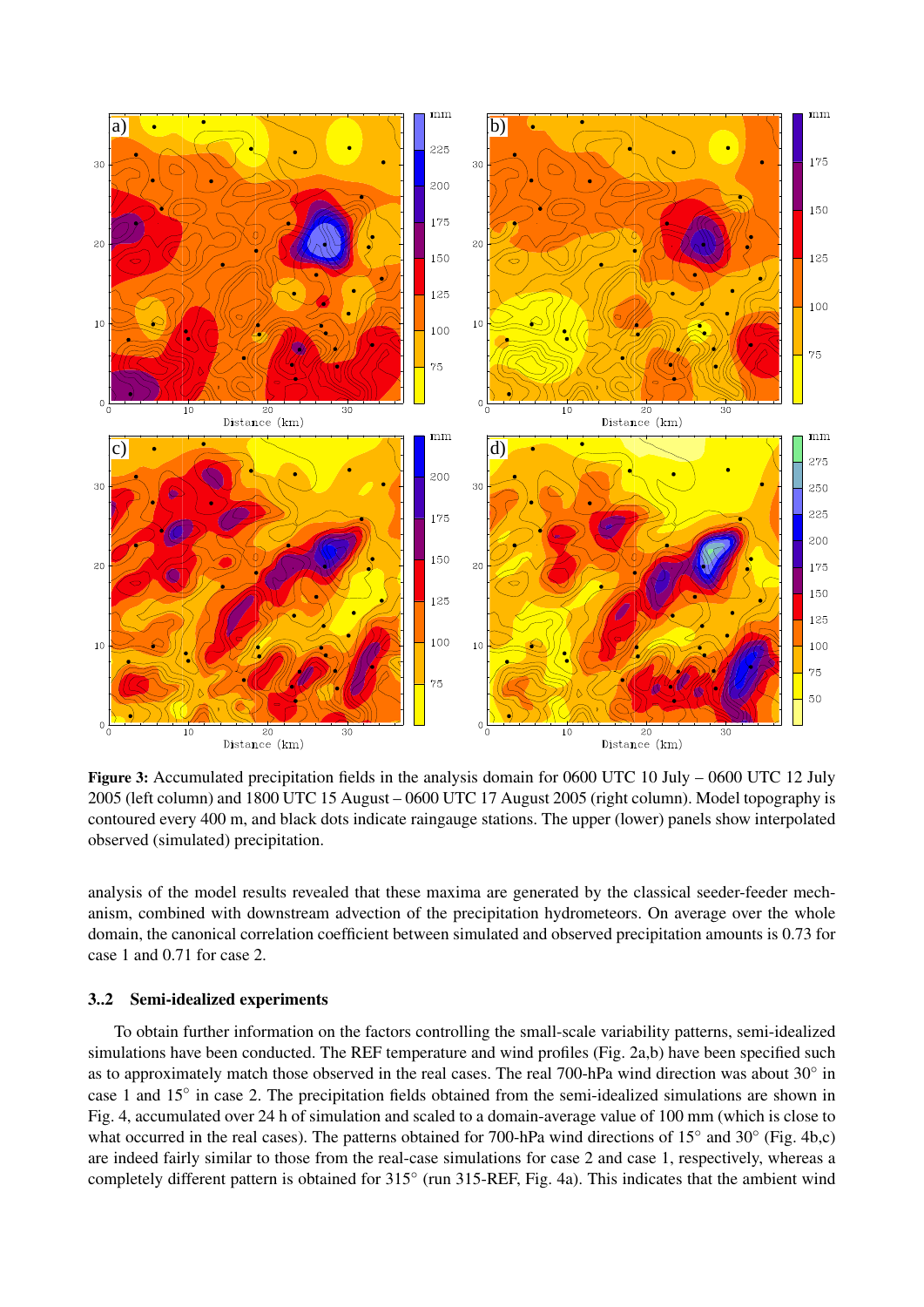**Figure 3:** Accumulated precipitation fields in the analysis domain for 0600 UTC 10 July – 0600 UTC 12 July 2005 (left column) and 1800 UTC 15 August – 0600 UTC 17 August 2005 (right column). Model topography is contoured every 400 m, and black dots indicate raingauge stations. The upper (lower) panels show interpolated observed (simulated) precipitation.

analysis of the model results revealed that these maxima are generated by the classical seeder-feeder mechanism, combined with downstream advection of the precipitation hydrometeors. On average over the whole domain, the canonical correlation coefficient between simulated and observed precipitation amounts is 0.73 for case 1 and 0.71 for case 2.

### 3..2 Semi-idealized experiments

To obtain further information on the factors controlling the small-scale variability patterns, semi-idealized simulations have been conducted. The REF temperature and wind profiles (Fig. 2a,b) have been specified such as to approximately match those observed in the real cases. The real 700-hPa wind direction was about 30° in case 1 and 15° in case 2. The precipitation fields obtained from the semi-idealized simulations are shown in Fig. 4, accumulated over 24 h of simulation and scaled to a domain-average value of 100 mm (which is close to what occurred in the real cases). The patterns obtained for 700-hPa wind directions of 15° and 30° (Fig. 4b,c) are indeed fairly similar to those from the real-case simulations for case 2 and case 1, respectively, whereas a completely different pattern is obtained for 315° (run 315-REF, Fig. 4a). This indicates that the ambient wind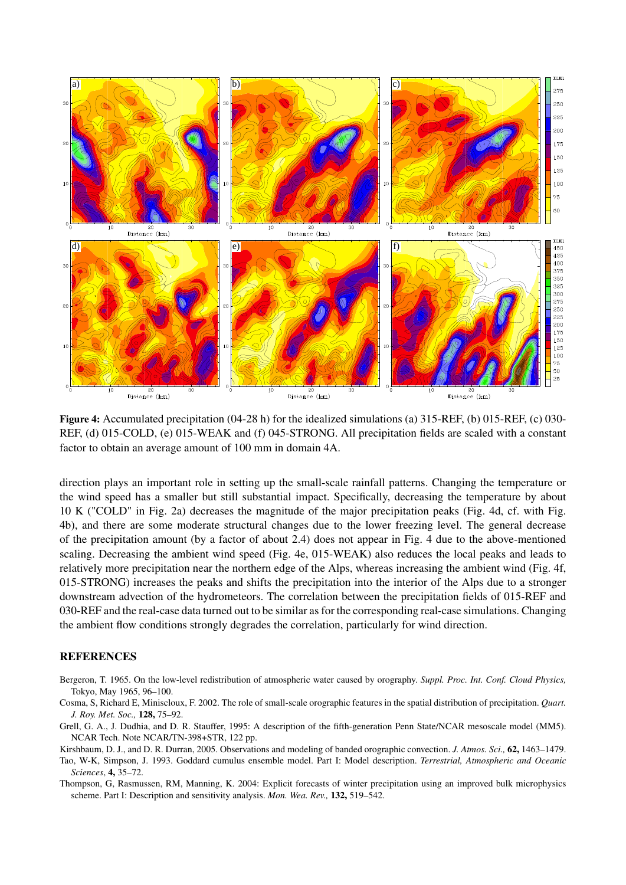a)

b)

c)

d)

e)

f)

Distance (km)

mm
275
250
225
200
175
150
125
100
75
50

mm
450
425
400
375
350
325
300
275
250
225
200
175
150
125
100
75
50
25

**Figure 4:** Accumulated precipitation (04-28 h) for the idealized simulations (a) 315-REF, (b) 015-REF, (c) 030-REF, (d) 015-COLD, (e) 015-WEAK and (f) 045-STRONG. All precipitation fields are scaled with a constant factor to obtain an average amount of 100 mm in domain 4A.

direction plays an important role in setting up the small-scale rainfall patterns. Changing the temperature or the wind speed has a smaller but still substantial impact. Specifically, decreasing the temperature by about 10 K ("COLD" in Fig. 2a) decreases the magnitude of the major precipitation peaks (Fig. 4d, cf. with Fig. 4b), and there are some moderate structural changes due to the lower freezing level. The general decrease of the precipitation amount (by a factor of about 2.4) does not appear in Fig. 4 due to the above-mentioned scaling. Decreasing the ambient wind speed (Fig. 4e, 015-WEAK) also reduces the local peaks and leads to relatively more precipitation near the northern edge of the Alps, whereas increasing the ambient wind (Fig. 4f, 015-STRONG) increases the peaks and shifts the precipitation into the interior of the Alps due to a stronger downstream advection of the hydrometeors. The correlation between the precipitation fields of 015-REF and 030-REF and the real-case data turned out to be similar as for the corresponding real-case simulations. Changing the ambient flow conditions strongly degrades the correlation, particularly for wind direction.

## REFERENCES

Bergeron, T. 1965. On the low-level redistribution of atmospheric water caused by orography. *Suppl. Proc. Int. Conf. Cloud Physics,* Tokyo, May 1965, 96–100.

Cosma, S, Richard E, Miniscloux, F. 2002. The role of small-scale orographic features in the spatial distribution of precipitation. *Quart. J. Roy. Met. Soc.,* **128,** 75–92.

Grell, G. A., J. Dudhia, and D. R. Stauffer, 1995: A description of the fifth-generation Penn State/NCAR mesoscale model (MM5). NCAR Tech. Note NCAR/TN-398+STR, 122 pp.

Kirshbaum, D. J., and D. R. Durran, 2005. Observations and modeling of banded orographic convection. *J. Atmos. Sci.,* **62,** 1463–1479.

Tao, W-K, Simpson, J. 1993. Goddard cumulus ensemble model. Part I: Model description. *Terrestrial, Atmospheric and Oceanic Sciences*, **4,** 35–72.

Thompson, G, Rasmussen, RM, Manning, K. 2004: Explicit forecasts of winter precipitation using an improved bulk microphysics scheme. Part I: Description and sensitivity analysis. *Mon. Wea. Rev.,* **132,** 519–542.